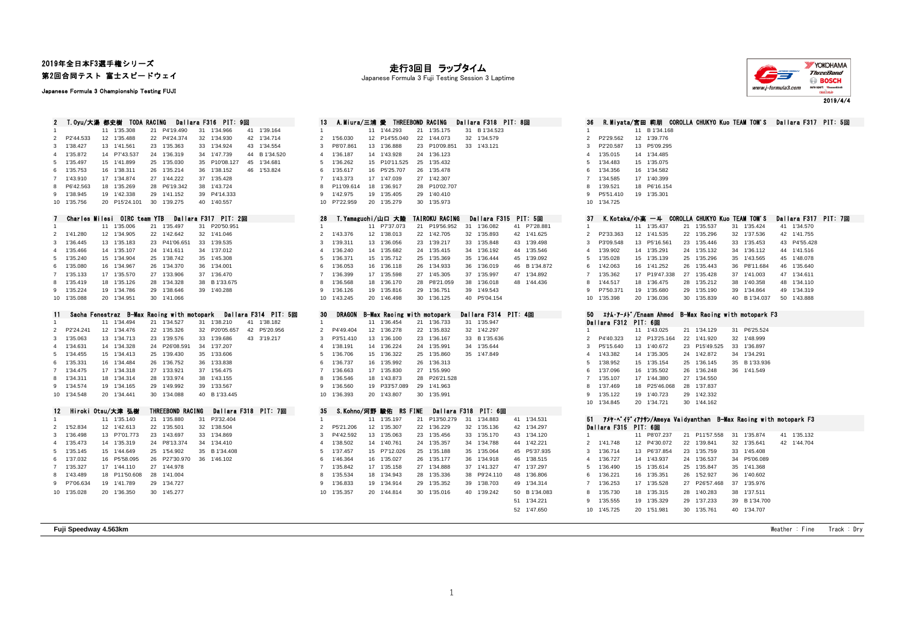2019年全日本F3選手権シリーズ
第2回合同テスト 富士スピードウェイ

Japanese Formula 3 Championship Testing FUJI

# 走行3回目 ラップタイム

Japanese Formula 3 Fuji Testing Session 3 Laptime

2019/4/4

### 2 T.Oyu/大湯 都史樹 TODA RACING Dallara F316 PIT: 9回

| Lap | Time | Lap | Time | Lap | Time | Lap | Time | Lap | Time |
|---|---|---|---|---|---|---|---|---|---|
| 1 | | 11 | 1'35.308 | 21 | P4'19.490 | 31 | 1'34.966 | 41 | 1'39.164 |
| 2 | P2'44.533 | 12 | 1'35.488 | 22 | P4'24.374 | 32 | 1'34.930 | 42 | 1'34.714 |
| 3 | 1'38.427 | 13 | 1'41.561 | 23 | 1'35.363 | 33 | 1'34.924 | 43 | 1'34.554 |
| 4 | 1'35.872 | 14 | P7'43.537 | 24 | 1'36.319 | 34 | 1'47.739 | 44 | B 1'34.520 |
| 5 | 1'35.497 | 15 | 1'41.899 | 25 | 1'35.030 | 35 | P10'08.127 | 45 | 1'34.681 |
| 6 | 1'35.753 | 16 | 1'38.311 | 26 | 1'35.214 | 36 | 1'38.152 | 46 | 1'53.824 |
| 7 | 1'43.910 | 17 | 1'34.874 | 27 | 1'44.222 | 37 | 1'35.428 | | |
| 8 | P6'42.563 | 18 | 1'35.269 | 28 | P6'19.342 | 38 | 1'43.724 | | |
| 9 | 1'38.945 | 19 | 1'42.338 | 29 | 1'41.152 | 39 | P4'14.333 | | |
| 10 | 1'35.756 | 20 | P15'24.101 | 30 | 1'39.275 | 40 | 1'40.557 | | |

### 7 Charles Milesi OIRC team YTB Dallara F317 PIT: 2回

| Lap | Time | Lap | Time | Lap | Time | Lap | Time |
|---|---|---|---|---|---|---|---|
| 1 | | 11 | 1'35.006 | 21 | 1'35.497 | 31 | P20'50.951 |
| 2 | 1'41.280 | 12 | 1'34.905 | 22 | 1'42.642 | 32 | 1'41.046 |
| 3 | 1'36.445 | 13 | 1'35.183 | 23 | P41'06.651 | 33 | 1'39.535 |
| 4 | 1'35.466 | 14 | 1'35.107 | 24 | 1'41.611 | 34 | 1'37.012 |
| 5 | 1'35.240 | 15 | 1'34.904 | 25 | 1'38.742 | 35 | 1'45.308 |
| 6 | 1'35.080 | 16 | 1'34.967 | 26 | 1'34.370 | 36 | 1'34.001 |
| 7 | 1'35.133 | 17 | 1'35.570 | 27 | 1'33.906 | 37 | 1'36.470 |
| 8 | 1'35.419 | 18 | 1'35.126 | 28 | 1'34.328 | 38 | B 1'33.675 |
| 9 | 1'35.224 | 19 | 1'34.786 | 29 | 1'38.646 | 39 | 1'40.288 |
| 10 | 1'35.088 | 20 | 1'34.951 | 30 | 1'41.066 | | |

### 11 Sacha Fenestraz B-Max Racing with motopark Dallara F314 PIT: 5回

| Lap | Time | Lap | Time | Lap | Time | Lap | Time | Lap | Time |
|---|---|---|---|---|---|---|---|---|---|
| 1 | | 11 | 1'34.494 | 21 | 1'34.527 | 31 | 1'38.210 | 41 | 1'38.182 |
| 2 | P2'24.241 | 12 | 1'34.476 | 22 | 1'35.326 | 32 | P20'05.657 | 42 | P5'20.956 |
| 3 | 1'35.063 | 13 | 1'34.713 | 23 | 1'39.576 | 33 | 1'39.686 | 43 | 3'19.217 |
| 4 | 1'34.631 | 14 | 1'34.328 | 24 | P26'08.591 | 34 | 1'37.207 | | |
| 5 | 1'34.455 | 15 | 1'34.413 | 25 | 1'39.430 | 35 | 1'33.606 | | |
| 6 | 1'35.331 | 16 | 1'34.484 | 26 | 1'36.752 | 36 | 1'33.838 | | |
| 7 | 1'34.475 | 17 | 1'34.318 | 27 | 1'33.921 | 37 | 1'56.475 | | |
| 8 | 1'34.311 | 18 | 1'34.314 | 28 | 1'33.974 | 38 | 1'43.155 | | |
| 9 | 1'34.574 | 19 | 1'34.165 | 29 | 1'49.992 | 39 | 1'33.567 | | |
| 10 | 1'34.548 | 20 | 1'34.441 | 30 | 1'34.088 | 40 | B 1'33.445 | | |

### 12 Hiroki Otsu/大津 弘樹 THREEBOND RACING Dallara F318 PIT: 7回

| Lap | Time | Lap | Time | Lap | Time | Lap | Time |
|---|---|---|---|---|---|---|---|
| 1 | | 11 | 1'35.140 | 21 | 1'35.880 | 31 | P3'32.404 |
| 2 | 1'52.834 | 12 | 1'42.613 | 22 | 1'35.501 | 32 | 1'38.504 |
| 3 | 1'36.498 | 13 | P7'01.773 | 23 | 1'43.697 | 33 | 1'34.869 |
| 4 | 1'35.473 | 14 | 1'35.319 | 24 | P8'13.374 | 34 | 1'34.410 |
| 5 | 1'35.145 | 15 | 1'44.649 | 25 | 1'54.902 | 35 | B 1'34.408 |
| 6 | 1'37.032 | 16 | P5'58.095 | 26 | P27'30.970 | 36 | 1'46.102 |
| 7 | 1'35.327 | 17 | 1'44.110 | 27 | 1'44.978 | | |
| 8 | 1'43.489 | 18 | P11'50.608 | 28 | 1'41.004 | | |
| 9 | P7'06.634 | 19 | 1'41.789 | 29 | 1'34.727 | | |
| 10 | 1'35.028 | 20 | 1'36.350 | 30 | 1'45.277 | | |

### 13 A.Miura/三浦 愛 THREEBOND RACING Dallara F318 PIT: 8回

| Lap | Time | Lap | Time | Lap | Time | Lap | Time |
|---|---|---|---|---|---|---|---|
| 1 | | 11 | 1'44.293 | 21 | 1'35.175 | 31 | B 1'34.523 |
| 2 | 1'56.030 | 12 | P14'55.040 | 22 | 1'44.073 | 32 | 1'34.579 |
| 3 | P8'07.861 | 13 | 1'36.888 | 23 | P10'09.851 | 33 | 1'43.121 |
| 4 | 1'36.187 | 14 | 1'43.928 | 24 | 1'36.123 | | |
| 5 | 1'36.262 | 15 | P10'11.525 | 25 | 1'35.432 | | |
| 6 | 1'35.617 | 16 | P5'25.707 | 26 | 1'35.478 | | |
| 7 | 1'43.373 | 17 | 1'47.039 | 27 | 1'42.307 | | |
| 8 | P11'09.614 | 18 | 1'36.917 | 28 | P10'02.707 | | |
| 9 | 1'42.975 | 19 | 1'35.405 | 29 | 1'40.410 | | |
| 10 | P7'22.959 | 20 | 1'35.279 | 30 | 1'35.973 | | |

### 28 T.Yamaguchi/山口 大陸 TAIROKU RACING Dallara F315 PIT: 5回

| Lap | Time | Lap | Time | Lap | Time | Lap | Time | Lap | Time |
|---|---|---|---|---|---|---|---|---|---|
| 1 | | 11 | P7'37.073 | 21 | P19'56.952 | 31 | 1'36.082 | 41 | P7'28.881 |
| 2 | 1'43.376 | 12 | 1'38.013 | 22 | 1'42.705 | 32 | 1'35.893 | 42 | 1'41.625 |
| 3 | 1'39.311 | 13 | 1'36.056 | 23 | 1'39.217 | 33 | 1'35.848 | 43 | 1'39.498 |
| 4 | 1'36.240 | 14 | 1'35.682 | 24 | 1'35.415 | 34 | 1'36.192 | 44 | 1'35.546 |
| 5 | 1'36.371 | 15 | 1'35.712 | 25 | 1'35.369 | 35 | 1'36.444 | 45 | 1'39.092 |
| 6 | 1'36.053 | 16 | 1'36.118 | 26 | 1'34.933 | 36 | 1'36.019 | 46 | B 1'34.872 |
| 7 | 1'36.399 | 17 | 1'35.598 | 27 | 1'45.305 | 37 | 1'35.997 | 47 | 1'34.892 |
| 8 | 1'36.568 | 18 | 1'36.170 | 28 | P8'21.059 | 38 | 1'36.018 | 48 | 1'44.436 |
| 9 | 1'36.126 | 19 | 1'35.816 | 29 | 1'36.751 | 39 | 1'49.543 | | |
| 10 | 1'43.245 | 20 | 1'46.498 | 30 | 1'36.125 | 40 | P5'04.154 | | |

### 30 DRAGON B-Max Racing with motopark Dallara F314 PIT: 4回

| Lap | Time | Lap | Time | Lap | Time | Lap | Time |
|---|---|---|---|---|---|---|---|
| 1 | | 11 | 1'36.454 | 21 | 1'36.733 | 31 | 1'35.947 |
| 2 | P4'49.404 | 12 | 1'36.278 | 22 | 1'35.832 | 32 | 1'42.297 |
| 3 | P3'51.410 | 13 | 1'36.100 | 23 | 1'36.167 | 33 | B 1'35.636 |
| 4 | 1'38.191 | 14 | 1'36.224 | 24 | 1'35.991 | 34 | 1'35.644 |
| 5 | 1'36.706 | 15 | 1'36.322 | 25 | 1'35.860 | 35 | 1'47.849 |
| 6 | 1'36.737 | 16 | 1'35.992 | 26 | 1'36.313 | | |
| 7 | 1'36.663 | 17 | 1'35.830 | 27 | 1'55.990 | | |
| 8 | 1'36.546 | 18 | 1'43.873 | 28 | P26'21.528 | | |
| 9 | 1'36.560 | 19 | P33'57.089 | 29 | 1'41.963 | | |
| 10 | 1'36.393 | 20 | 1'43.807 | 30 | 1'35.991 | | |

### 35 S.Kohno/河野 駿佑 RS FINE Dallara F318 PIT: 6回

| Lap | Time | Lap | Time | Lap | Time | Lap | Time | Lap | Time |
|---|---|---|---|---|---|---|---|---|---|
| 1 | | 11 | 1'35.197 | 21 | P13'50.279 | 31 | 1'34.883 | 41 | 1'34.531 |
| 2 | P5'21.206 | 12 | 1'35.307 | 22 | 1'36.229 | 32 | 1'35.136 | 42 | 1'34.297 |
| 3 | P4'42.592 | 13 | 1'35.063 | 23 | 1'35.456 | 33 | 1'35.170 | 43 | 1'34.120 |
| 4 | 1'38.502 | 14 | 1'40.761 | 24 | 1'35.357 | 34 | 1'34.788 | 44 | 1'42.221 |
| 5 | 1'37.457 | 15 | P7'12.026 | 25 | 1'35.188 | 35 | 1'35.064 | 45 | P5'37.935 |
| 6 | 1'46.364 | 16 | 1'35.027 | 26 | 1'35.177 | 36 | 1'34.918 | 46 | 1'38.515 |
| 7 | 1'35.842 | 17 | 1'35.158 | 27 | 1'34.888 | 37 | 1'41.327 | 47 | 1'37.297 |
| 8 | 1'35.534 | 18 | 1'34.943 | 28 | 1'35.336 | 38 | P9'24.110 | 48 | 1'36.806 |
| 9 | 1'36.833 | 19 | 1'34.914 | 29 | 1'35.352 | 39 | 1'38.703 | 49 | 1'34.314 |
| 10 | 1'35.357 | 20 | 1'44.814 | 30 | 1'35.016 | 40 | 1'39.242 | 50 | B 1'34.083 |
| | | | | | | | | 51 | 1'34.221 |
| | | | | | | | | 52 | 1'47.650 |

### 36 R.Miyata/宮田 莉朋 COROLLA CHUKYO Kuo TEAM TOM'S Dallara F317 PIT: 5回

| Lap | Time | Lap | Time |
|---|---|---|---|
| 1 | | 11 | B 1'34.168 |
| 2 | P2'29.562 | 12 | 1'39.776 |
| 3 | P2'20.587 | 13 | P5'09.295 |
| 4 | 1'35.015 | 14 | 1'34.485 |
| 5 | 1'34.483 | 15 | 1'35.075 |
| 6 | 1'34.356 | 16 | 1'34.582 |
| 7 | 1'34.585 | 17 | 1'40.399 |
| 8 | 1'39.521 | 18 | P6'16.154 |
| 9 | P5'51.410 | 19 | 1'35.301 |
| 10 | 1'34.725 | | |

### 37 K.Kotaka/小高 一斗 COROLLA CHUKYO Kuo TEAM TOM'S Dallara F317 PIT: 7回

| Lap | Time | Lap | Time | Lap | Time | Lap | Time | Lap | Time |
|---|---|---|---|---|---|---|---|---|---|
| 1 | | 11 | 1'35.437 | 21 | 1'35.537 | 31 | 1'35.424 | 41 | 1'34.570 |
| 2 | P2'33.363 | 12 | 1'41.535 | 22 | 1'35.296 | 32 | 1'37.536 | 42 | 1'41.755 |
| 3 | P3'09.548 | 13 | P5'16.561 | 23 | 1'35.446 | 33 | 1'35.453 | 43 | P4'55.428 |
| 4 | 1'39.902 | 14 | 1'35.291 | 24 | 1'35.132 | 34 | 1'36.112 | 44 | 1'41.516 |
| 5 | 1'35.028 | 15 | 1'35.139 | 25 | 1'35.296 | 35 | 1'43.565 | 45 | 1'48.078 |
| 6 | 1'42.063 | 16 | 1'41.252 | 26 | 1'35.443 | 36 | P8'11.684 | 46 | 1'35.640 |
| 7 | 1'35.362 | 17 | P19'47.338 | 27 | 1'35.428 | 37 | 1'41.003 | 47 | 1'34.611 |
| 8 | 1'44.517 | 18 | 1'36.475 | 28 | 1'35.212 | 38 | 1'40.358 | 48 | 1'34.110 |
| 9 | P7'50.371 | 19 | 1'35.680 | 29 | 1'35.190 | 39 | 1'34.864 | 49 | 1'34.319 |
| 10 | 1'35.398 | 20 | 1'36.036 | 30 | 1'35.839 | 40 | B 1'34.037 | 50 | 1'43.888 |

### 50 ｴﾅﾑ･ｱｰﾒﾄﾞ/Enaam Ahmed B-Max Racing with motopark F3 Dallara F312 PIT: 6回

| Lap | Time | Lap | Time | Lap | Time | Lap | Time |
|---|---|---|---|---|---|---|---|
| 1 | | 11 | 1'43.025 | 21 | 1'34.129 | 31 | P6'25.524 |
| 2 | P4'40.323 | 12 | P13'25.164 | 22 | 1'41.920 | 32 | 1'48.999 |
| 3 | P5'15.640 | 13 | 1'40.672 | 23 | P15'49.525 | 33 | 1'36.897 |
| 4 | 1'43.382 | 14 | 1'35.305 | 24 | 1'42.872 | 34 | 1'34.291 |
| 5 | 1'38.952 | 15 | 1'35.154 | 25 | 1'36.145 | 35 | B 1'33.936 |
| 6 | 1'37.096 | 16 | 1'35.502 | 26 | 1'36.248 | 36 | 1'41.549 |
| 7 | 1'35.107 | 17 | 1'44.380 | 27 | 1'34.550 | | |
| 8 | 1'37.469 | 18 | P25'46.068 | 28 | 1'37.837 | | |
| 9 | 1'35.122 | 19 | 1'40.723 | 29 | 1'42.332 | | |
| 10 | 1'34.845 | 20 | 1'34.721 | 30 | 1'44.162 | | |

### 51 ｱﾒﾔ･ﾍﾞｲﾃﾞｨｱﾅｻﾝ/Ameya Vaidyanthan B-Max Racing with motopark F3 Dallara F315 PIT: 6回

| Lap | Time | Lap | Time | Lap | Time | Lap | Time | Lap | Time |
|---|---|---|---|---|---|---|---|---|---|
| 1 | | 11 | P8'07.237 | 21 | P11'57.558 | 31 | 1'35.874 | 41 | 1'35.132 |
| 2 | 1'41.748 | 12 | P4'30.072 | 22 | 1'39.841 | 32 | 1'35.641 | 42 | 1'44.704 |
| 3 | 1'36.714 | 13 | P6'37.854 | 23 | 1'35.759 | 33 | 1'45.408 | | |
| 4 | 1'36.727 | 14 | 1'43.937 | 24 | 1'36.537 | 34 | P5'06.089 | | |
| 5 | 1'36.490 | 15 | 1'35.614 | 25 | 1'35.847 | 35 | 1'41.368 | | |
| 6 | 1'36.221 | 16 | 1'35.351 | 26 | 1'52.927 | 36 | 1'40.602 | | |
| 7 | 1'36.253 | 17 | 1'35.528 | 27 | P26'57.468 | 37 | 1'35.976 | | |
| 8 | 1'35.730 | 18 | 1'35.315 | 28 | 1'40.283 | 38 | 1'37.511 | | |
| 9 | 1'35.555 | 19 | 1'35.329 | 29 | 1'37.233 | 39 | B 1'34.700 | | |
| 10 | 1'45.725 | 20 | 1'51.981 | 30 | 1'35.761 | 40 | 1'34.707 | | |

Fuji Speedway 4.563km

Weather : Fine Track : Dry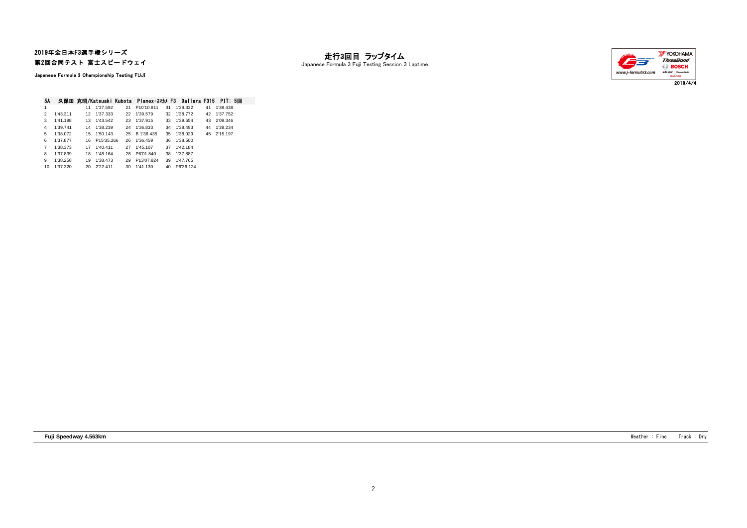2019年全日本F3選手権シリーズ
第2回合同テスト 富士スピードウェイ

Japanese Formula 3 Championship Testing FUJI

# 走行3回目 ラップタイム

Japanese Formula 3 Fuji Testing Session 3 Laptime

2019/4/4

**5A 久保田 克昭/Katsuaki Kubota Planex･ｽﾏｶﾒ F3 Dallara F315 PIT: 5回**

| | | | | | | | | | |
|---|---|---|---|---|---|---|---|---|---|
| 1 | | 11 | 1'37.592 | 21 | P10'10.811 | 31 | 1'39.332 | 41 | 1'38.438 |
| 2 | 1'43.311 | 12 | 1'37.333 | 22 | 1'39.579 | 32 | 1'38.772 | 42 | 1'37.752 |
| 3 | 1'41.198 | 13 | 1'43.542 | 23 | 1'37.915 | 33 | 1'39.654 | 43 | 2'09.346 |
| 4 | 1'39.741 | 14 | 1'38.239 | 24 | 1'36.833 | 34 | 1'38.493 | 44 | 1'38.234 |
| 5 | 1'38.072 | 15 | 1'50.143 | 25 | B 1'36.435 | 35 | 1'38.029 | 45 | 2'15.197 |
| 6 | 1'37.877 | 16 | P15'35.266 | 26 | 1'36.459 | 36 | 1'38.500 | | |
| 7 | 1'38.373 | 17 | 1'40.411 | 27 | 1'45.107 | 37 | 1'42.184 | | |
| 8 | 1'37.839 | 18 | 1'48.164 | 28 | P6'01.840 | 38 | 1'37.887 | | |
| 9 | 1'38.258 | 19 | 1'38.473 | 29 | P13'07.824 | 39 | 1'47.765 | | |
| 10 | 1'37.320 | 20 | 2'22.411 | 30 | 1'41.130 | 40 | P6'36.124 | | |

**Fuji Speedway 4.563km**

Weather : Fine Track : Dry